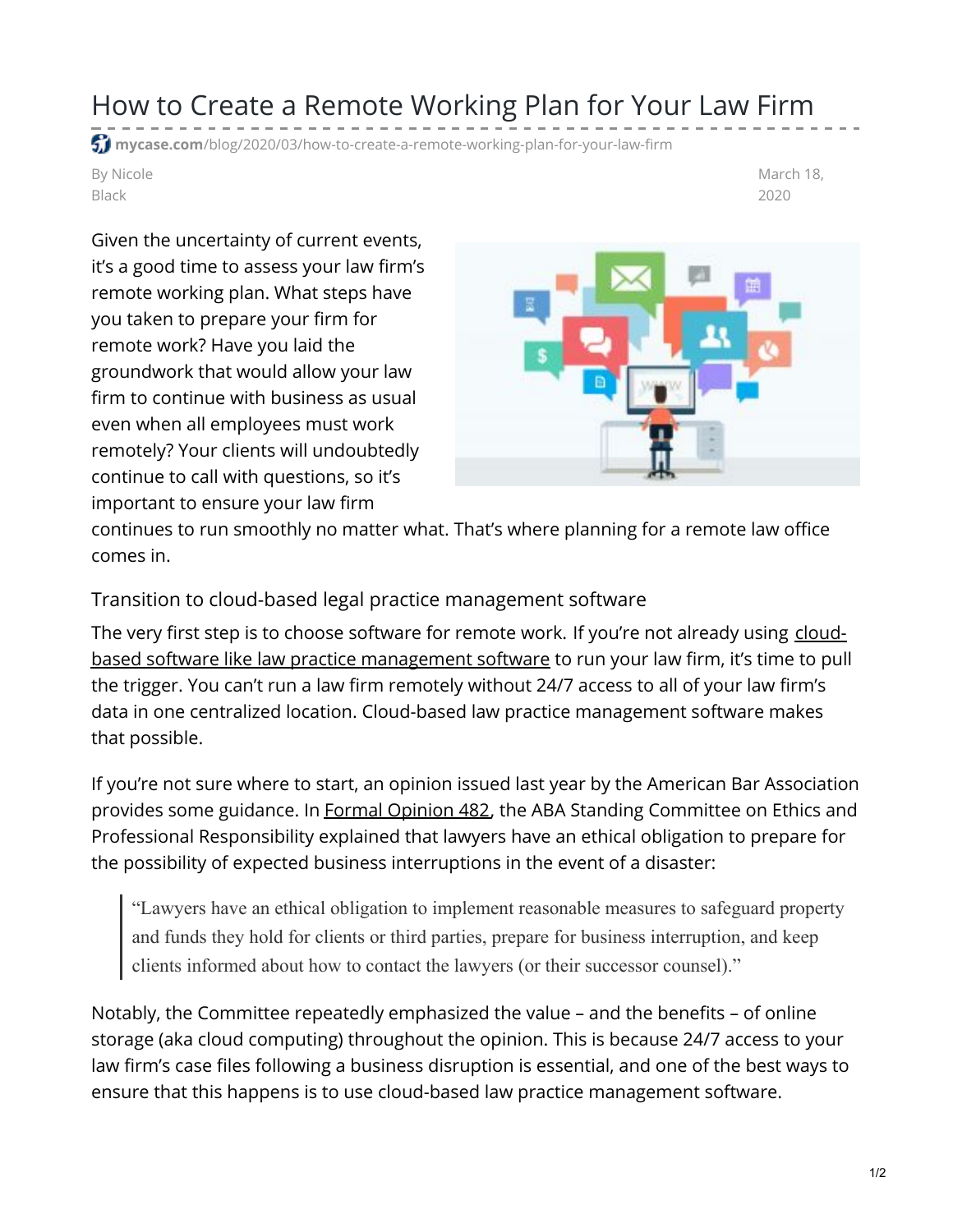# How to Create a Remote Working Plan for Your Law Firm

mycase.com/blog/2020/03/how-to-create-a-remote-working-plan-for-your-law-firm

By Nicole Black

March 18, 2020

Given the uncertainty of current events, it's a good time to assess your law firm's remote working plan. What steps have you taken to prepare your firm for remote work? Have you laid the groundwork that would allow your law firm to continue with business as usual even when all employees must work remotely? Your clients will undoubtedly continue to call with questions, so it's important to ensure your law firm continues to run smoothly no matter what. That's where planning for a remote law office comes in.

## Transition to cloud-based legal practice management software

The very first step is to choose software for remote work. If you're not already using cloud-based software like law practice management software to run your law firm, it's time to pull the trigger. You can't run a law firm remotely without 24/7 access to all of your law firm's data in one centralized location. Cloud-based law practice management software makes that possible.

If you're not sure where to start, an opinion issued last year by the American Bar Association provides some guidance. In Formal Opinion 482, the ABA Standing Committee on Ethics and Professional Responsibility explained that lawyers have an ethical obligation to prepare for the possibility of expected business interruptions in the event of a disaster:

> "Lawyers have an ethical obligation to implement reasonable measures to safeguard property and funds they hold for clients or third parties, prepare for business interruption, and keep clients informed about how to contact the lawyers (or their successor counsel)."

Notably, the Committee repeatedly emphasized the value – and the benefits – of online storage (aka cloud computing) throughout the opinion. This is because 24/7 access to your law firm's case files following a business disruption is essential, and one of the best ways to ensure that this happens is to use cloud-based law practice management software.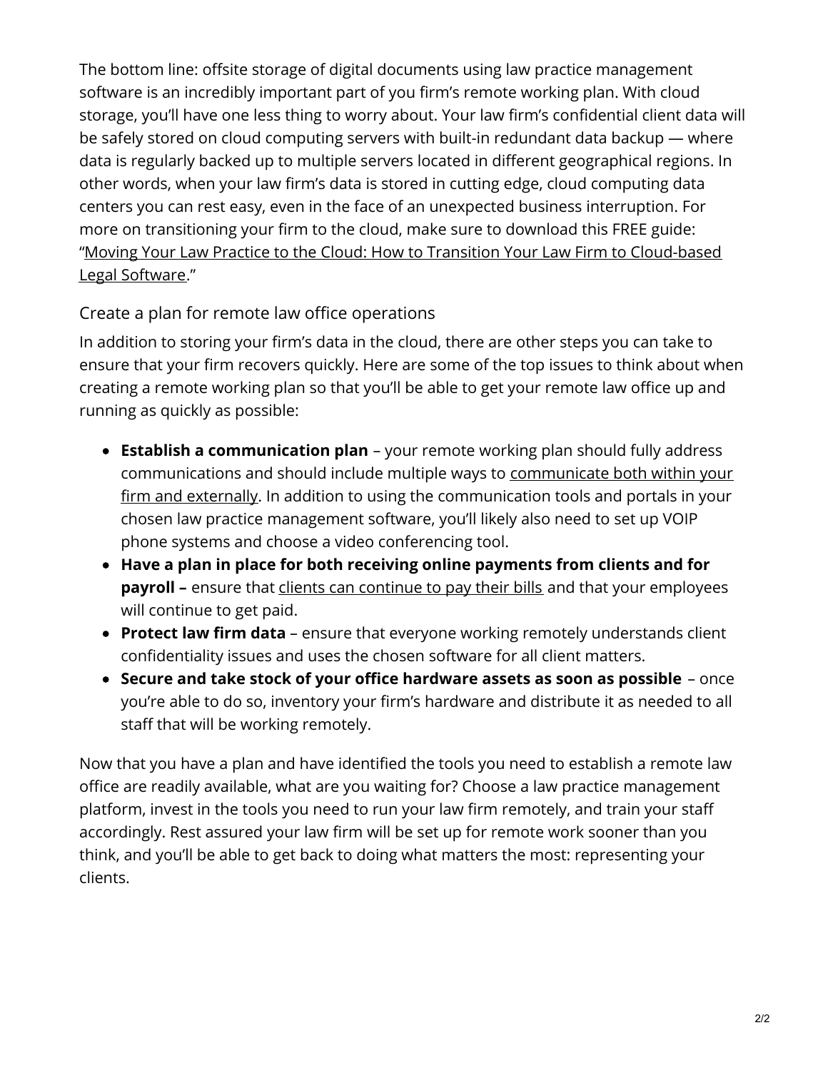The bottom line: offsite storage of digital documents using law practice management software is an incredibly important part of you firm's remote working plan. With cloud storage, you'll have one less thing to worry about. Your law firm's confidential client data will be safely stored on cloud computing servers with built-in redundant data backup — where data is regularly backed up to multiple servers located in different geographical regions. In other words, when your law firm's data is stored in cutting edge, cloud computing data centers you can rest easy, even in the face of an unexpected business interruption. For more on transitioning your firm to the cloud, make sure to download this FREE guide: "Moving Your Law Practice to the Cloud: How to Transition Your Law Firm to Cloud-based Legal Software."

## Create a plan for remote law office operations

In addition to storing your firm's data in the cloud, there are other steps you can take to ensure that your firm recovers quickly. Here are some of the top issues to think about when creating a remote working plan so that you'll be able to get your remote law office up and running as quickly as possible:

- **Establish a communication plan** – your remote working plan should fully address communications and should include multiple ways to communicate both within your firm and externally. In addition to using the communication tools and portals in your chosen law practice management software, you'll likely also need to set up VOIP phone systems and choose a video conferencing tool.
- **Have a plan in place for both receiving online payments from clients and for payroll –** ensure that clients can continue to pay their bills and that your employees will continue to get paid.
- **Protect law firm data** – ensure that everyone working remotely understands client confidentiality issues and uses the chosen software for all client matters.
- **Secure and take stock of your office hardware assets as soon as possible** – once you're able to do so, inventory your firm's hardware and distribute it as needed to all staff that will be working remotely.

Now that you have a plan and have identified the tools you need to establish a remote law office are readily available, what are you waiting for? Choose a law practice management platform, invest in the tools you need to run your law firm remotely, and train your staff accordingly. Rest assured your law firm will be set up for remote work sooner than you think, and you'll be able to get back to doing what matters the most: representing your clients.